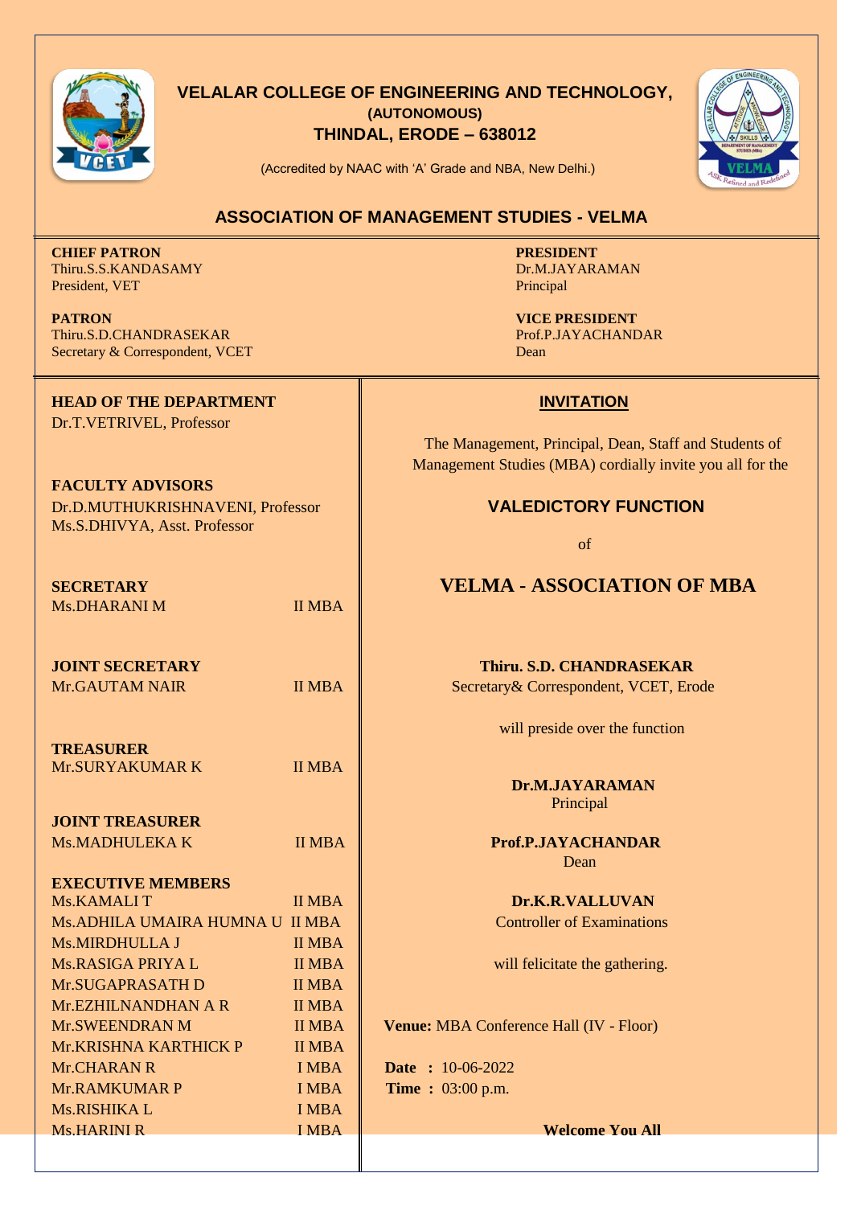# VELALAR COLLEGE OF ENGINEERING AND TECHNOLOGY,

**(AUTONOMOUS)**

**THINDAL, ERODE – 638012**

(Accredited by NAAC with 'A' Grade and NBA, New Delhi.)

## ASSOCIATION OF MANAGEMENT STUDIES - VELMA

**CHIEF PATRON**
Thiru.S.S.KANDASAMY
President, VET

**PATRON**
Thiru.S.D.CHANDRASEKAR
Secretary & Correspondent, VCET

**PRESIDENT**
Dr.M.JAYARAMAN
Principal

**VICE PRESIDENT**
Prof.P.JAYACHANDAR
Dean

**HEAD OF THE DEPARTMENT**
Dr.T.VETRIVEL, Professor

**FACULTY ADVISORS**
Dr.D.MUTHUKRISHNAVENI, Professor
Ms.S.DHIVYA, Asst. Professor

**SECRETARY**
Ms.DHARANI M — II MBA

**JOINT SECRETARY**
Mr.GAUTAM NAIR — II MBA

**TREASURER**
Mr.SURYAKUMAR K — II MBA

**JOINT TREASURER**
Ms.MADHULEKA K — II MBA

**EXECUTIVE MEMBERS**

| Name | Class |
|---|---|
| Ms.KAMALI T | II MBA |
| Ms.ADHILA UMAIRA HUMNA U | II MBA |
| Ms.MIRDHULLA J | II MBA |
| Ms.RASIGA PRIYA L | II MBA |
| Mr.SUGAPRASATH D | II MBA |
| Mr.EZHILNANDHAN A R | II MBA |
| Mr.SWEENDRAN M | II MBA |
| Mr.KRISHNA KARTHICK P | II MBA |
| Mr.CHARAN R | I MBA |
| Mr.RAMKUMAR P | I MBA |
| Ms.RISHIKA L | I MBA |
| Ms.HARINI R | I MBA |

## INVITATION

The Management, Principal, Dean, Staff and Students of Management Studies (MBA) cordially invite you all for the

### VALEDICTORY FUNCTION

of

## VELMA - ASSOCIATION OF MBA

**Thiru. S.D. CHANDRASEKAR**
Secretary& Correspondent, VCET, Erode

will preside over the function

**Dr.M.JAYARAMAN**
Principal

**Prof.P.JAYACHANDAR**
Dean

**Dr.K.R.VALLUVAN**
Controller of Examinations

will felicitate the gathering.

**Venue:** MBA Conference Hall (IV - Floor)

**Date :** 10-06-2022
**Time :** 03:00 p.m.

**Welcome You All**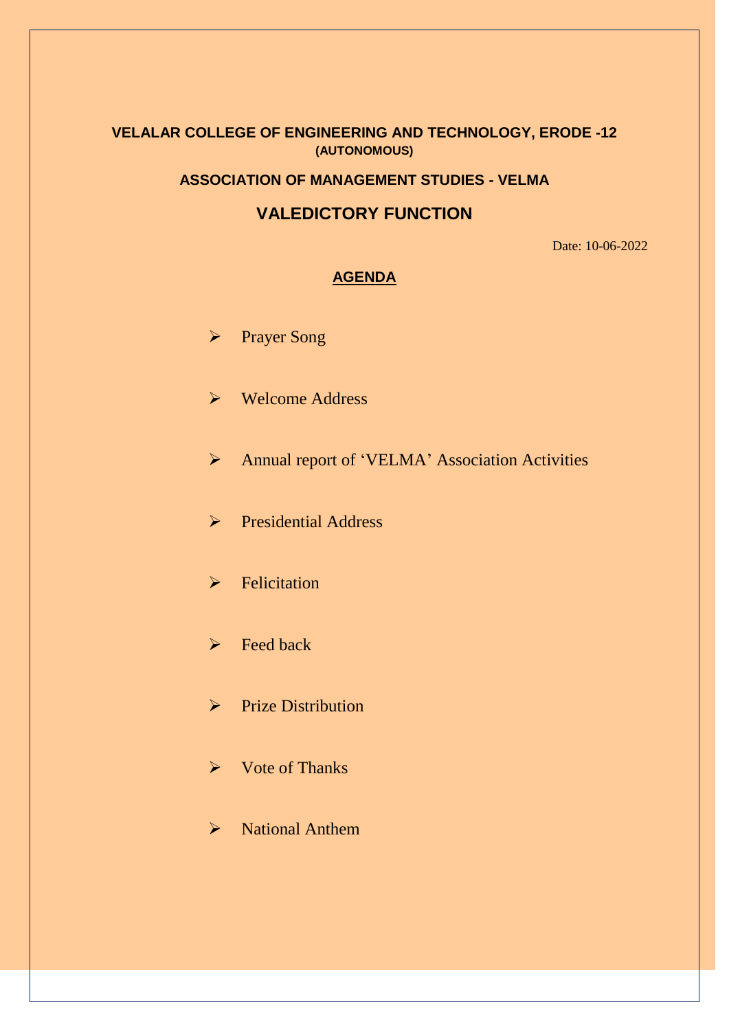**VELALAR COLLEGE OF ENGINEERING AND TECHNOLOGY, ERODE -12**
**(AUTONOMOUS)**

**ASSOCIATION OF MANAGEMENT STUDIES - VELMA**

## VALEDICTORY FUNCTION

Date: 10-06-2022

### AGENDA

- Prayer Song
- Welcome Address
- Annual report of 'VELMA' Association Activities
- Presidential Address
- Felicitation
- Feed back
- Prize Distribution
- Vote of Thanks
- National Anthem